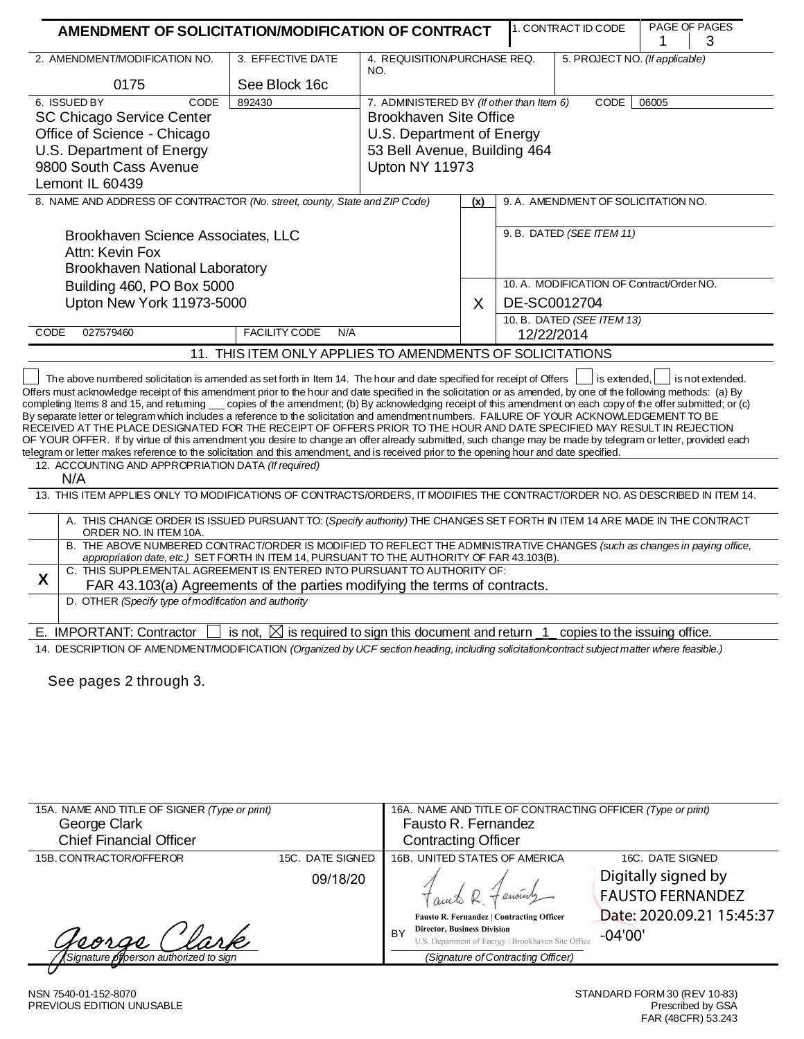# AMENDMENT OF SOLICITATION/MODIFICATION OF CONTRACT

| 1. CONTRACT ID CODE | PAGE OF PAGES |
|---|---|
| | 1 \| 3 |

| 2. AMENDMENT/MODIFICATION NO. | 3. EFFECTIVE DATE | 4. REQUISITION/PURCHASE REQ. NO. | 5. PROJECT NO. (If applicable) |
|---|---|---|---|
| 0175 | See Block 16c | | |

| 6. ISSUED BY CODE 892430 | 7. ADMINISTERED BY (If other than Item 6) CODE 06005 |
|---|---|
| SC Chicago Service Center<br>Office of Science - Chicago<br>U.S. Department of Energy<br>9800 South Cass Avenue<br>Lemont IL 60439 | Brookhaven Site Office<br>U.S. Department of Energy<br>53 Bell Avenue, Building 464<br>Upton NY 11973 |

**8. NAME AND ADDRESS OF CONTRACTOR** *(No. street, county, State and ZIP Code)*

Brookhaven Science Associates, LLC
Attn: Kevin Fox
Brookhaven National Laboratory
Building 460, PO Box 5000
Upton New York 11973-5000

CODE 027579460 FACILITY CODE N/A

| (x) | |
|---|---|
| | 9. A. AMENDMENT OF SOLICITATION NO. |
| | 9. B. DATED *(SEE ITEM 11)* |
| X | 10. A. MODIFICATION OF Contract/Order NO.<br>DE-SC0012704 |
| | 10. B. DATED *(SEE ITEM 13)*<br>12/22/2014 |

## 11. THIS ITEM ONLY APPLIES TO AMENDMENTS OF SOLICITATIONS

☐ The above numbered solicitation is amended as set forth in Item 14. The hour and date specified for receipt of Offers ☐ is extended, ☐ is not extended.
Offers must acknowledge receipt of this amendment prior to the hour and date specified in the solicitation or as amended, by one of the following methods: (a) By completing Items 8 and 15, and returning ___ copies of the amendment; (b) By acknowledging receipt of this amendment on each copy of the offer submitted; or (c) By separate letter or telegram which includes a reference to the solicitation and amendment numbers. FAILURE OF YOUR ACKNOWLEDGEMENT TO BE RECEIVED AT THE PLACE DESIGNATED FOR THE RECEIPT OF OFFERS PRIOR TO THE HOUR AND DATE SPECIFIED MAY RESULT IN REJECTION OF YOUR OFFER. If by virtue of this amendment you desire to change an offer already submitted, such change may be made by telegram or letter, provided each telegram or letter makes reference to the solicitation and this amendment, and is received prior to the opening hour and date specified.

**12. ACCOUNTING AND APPROPRIATION DATA** *(If required)*
N/A

## 13. THIS ITEM APPLIES ONLY TO MODIFICATIONS OF CONTRACTS/ORDERS, IT MODIFIES THE CONTRACT/ORDER NO. AS DESCRIBED IN ITEM 14.

| | |
|---|---|
| | A. THIS CHANGE ORDER IS ISSUED PURSUANT TO: *(Specify authority)* THE CHANGES SET FORTH IN ITEM 14 ARE MADE IN THE CONTRACT ORDER NO. IN ITEM 10A. |
| | B. THE ABOVE NUMBERED CONTRACT/ORDER IS MODIFIED TO REFLECT THE ADMINISTRATIVE CHANGES *(such as changes in paying office, appropriation date, etc.)* SET FORTH IN ITEM 14, PURSUANT TO THE AUTHORITY OF FAR 43.103(B). |
| X | C. THIS SUPPLEMENTAL AGREEMENT IS ENTERED INTO PURSUANT TO AUTHORITY OF:<br>FAR 43.103(a) Agreements of the parties modifying the terms of contracts. |
| | D. OTHER *(Specify type of modification and authority)* |

E. IMPORTANT: Contractor ☐ is not, ☒ is required to sign this document and return _1_ copies to the issuing office.

**14. DESCRIPTION OF AMENDMENT/MODIFICATION** *(Organized by UCF section heading, including solicitation/contract subject matter where feasible.)*

See pages 2 through 3.

| 15A. NAME AND TITLE OF SIGNER *(Type or print)* | | 16A. NAME AND TITLE OF CONTRACTING OFFICER *(Type or print)* | |
|---|---|---|---|
| George Clark<br>Chief Financial Officer | | Fausto R. Fernandez<br>Contracting Officer | |
| 15B. CONTRACTOR/OFFEROR | 15C. DATE SIGNED | 16B. UNITED STATES OF AMERICA | 16C. DATE SIGNED |
| George Clark<br>*(Signature of person authorized to sign)* | 09/18/20 | BY Fausto R. Fernandez \| Contracting Officer<br>Director, Business Division<br>U.S. Department of Energy \| Brookhaven Site Office<br>*(Signature of Contracting Officer)* | Digitally signed by FAUSTO FERNANDEZ<br>Date: 2020.09.21 15:45:37 -04'00' |

NSN 7540-01-152-8070
PREVIOUS EDITION UNUSABLE

STANDARD FORM 30 (REV 10-83)
Prescribed by GSA
FAR (48CFR) 53.243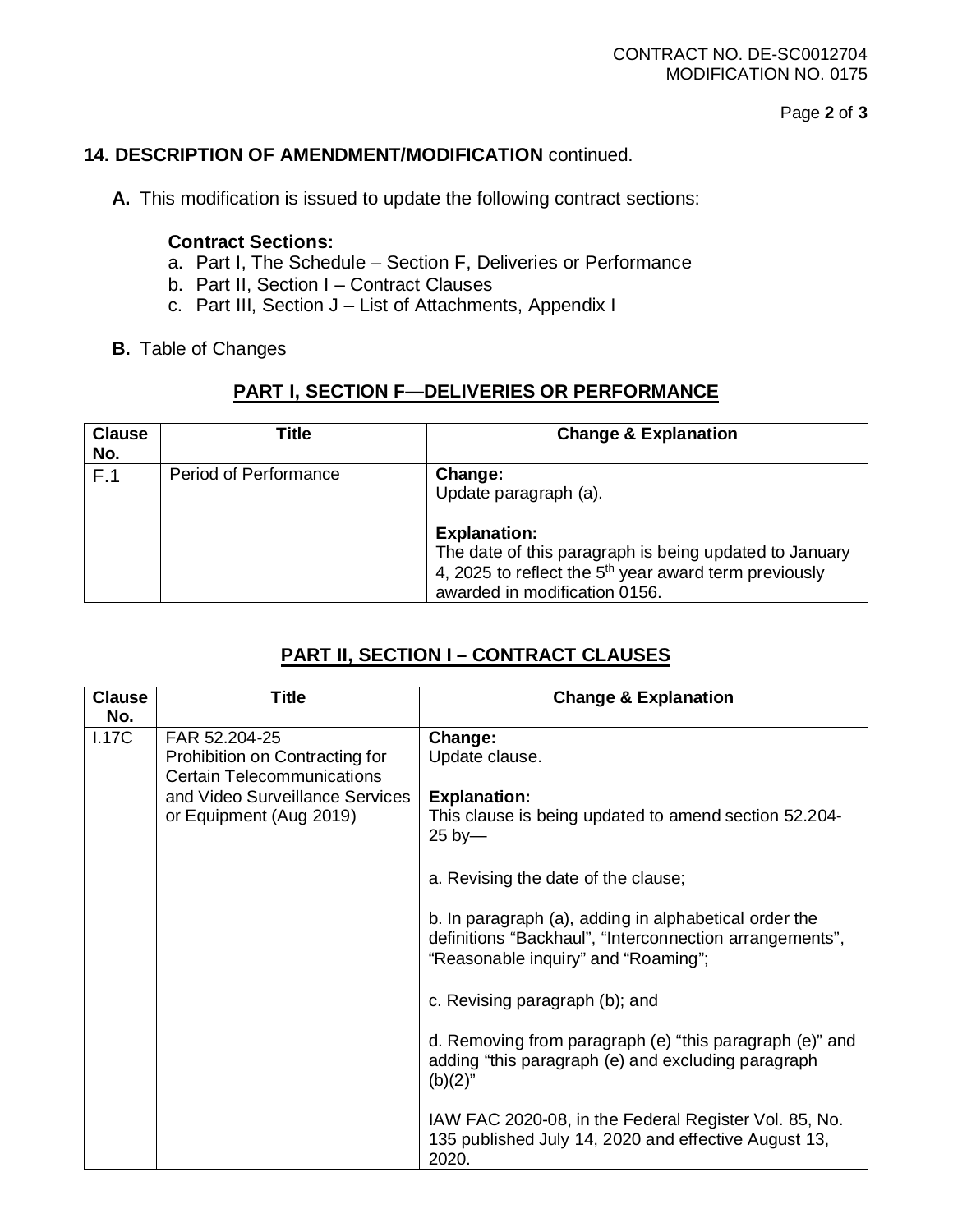**14. DESCRIPTION OF AMENDMENT/MODIFICATION** continued.

**A.** This modification is issued to update the following contract sections:

**Contract Sections:**

a. Part I, The Schedule – Section F, Deliveries or Performance
b. Part II, Section I – Contract Clauses
c. Part III, Section J – List of Attachments, Appendix I

**B.** Table of Changes

## PART I, SECTION F—DELIVERIES OR PERFORMANCE

| Clause No. | Title | Change & Explanation |
|---|---|---|
| F.1 | Period of Performance | **Change:**<br>Update paragraph (a).<br><br>**Explanation:**<br>The date of this paragraph is being updated to January 4, 2025 to reflect the 5th year award term previously awarded in modification 0156. |

## PART II, SECTION I – CONTRACT CLAUSES

| Clause No. | Title | Change & Explanation |
|---|---|---|
| I.17C | FAR 52.204-25 Prohibition on Contracting for Certain Telecommunications and Video Surveillance Services or Equipment (Aug 2019) | **Change:**<br>Update clause.<br><br>**Explanation:**<br>This clause is being updated to amend section 52.204-25 by—<br><br>a. Revising the date of the clause;<br><br>b. In paragraph (a), adding in alphabetical order the definitions "Backhaul", "Interconnection arrangements", "Reasonable inquiry" and "Roaming";<br><br>c. Revising paragraph (b); and<br><br>d. Removing from paragraph (e) "this paragraph (e)" and adding "this paragraph (e) and excluding paragraph (b)(2)"<br><br>IAW FAC 2020-08, in the Federal Register Vol. 85, No. 135 published July 14, 2020 and effective August 13, 2020. |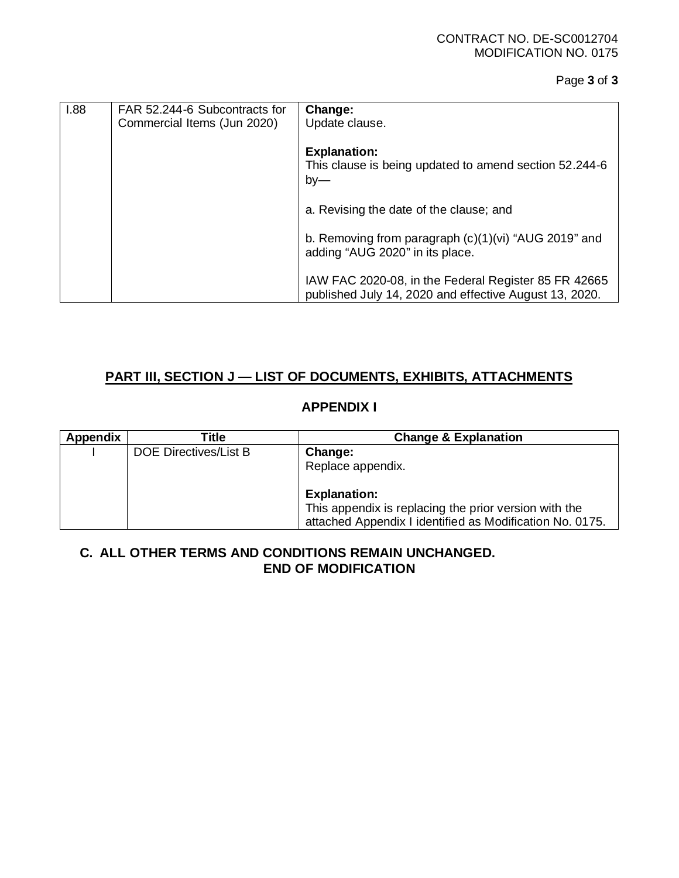| I.88 | FAR 52.244-6 Subcontracts for Commercial Items (Jun 2020) | **Change:**<br>Update clause.<br><br>**Explanation:**<br>This clause is being updated to amend section 52.244-6 by—<br><br>a. Revising the date of the clause; and<br><br>b. Removing from paragraph (c)(1)(vi) "AUG 2019" and adding "AUG 2020" in its place.<br><br>IAW FAC 2020-08, in the Federal Register 85 FR 42665 published July 14, 2020 and effective August 13, 2020. |
|---|---|---|

## PART III, SECTION J — LIST OF DOCUMENTS, EXHIBITS, ATTACHMENTS

### APPENDIX I

| Appendix | Title | Change & Explanation |
|---|---|---|
| I | DOE Directives/List B | **Change:**<br>Replace appendix.<br><br>**Explanation:**<br>This appendix is replacing the prior version with the attached Appendix I identified as Modification No. 0175. |

**C. ALL OTHER TERMS AND CONDITIONS REMAIN UNCHANGED.**

**END OF MODIFICATION**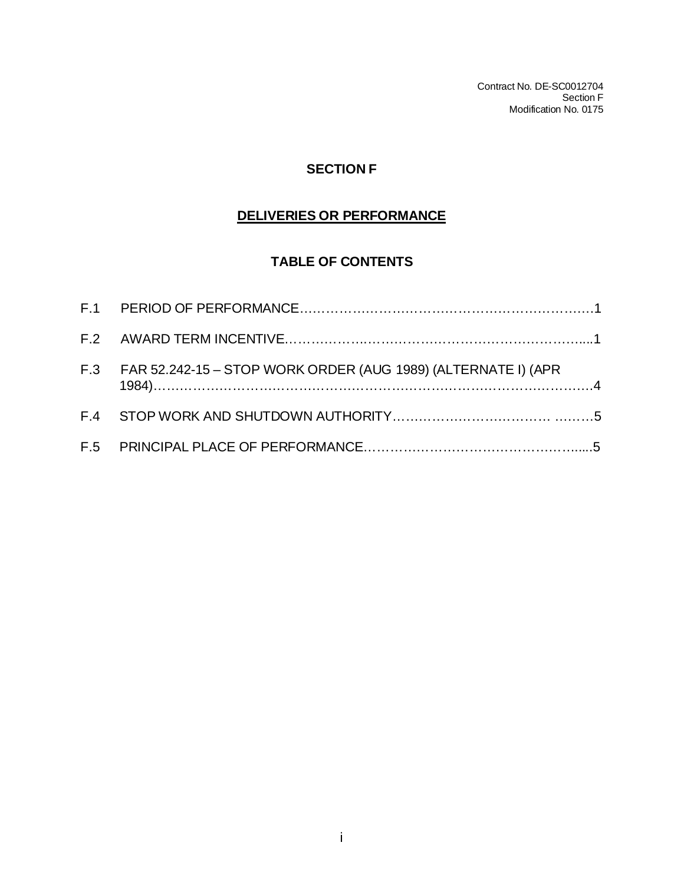# SECTION F

## DELIVERIES OR PERFORMANCE

### TABLE OF CONTENTS

| | | |
|---|---|---|
| F.1 | PERIOD OF PERFORMANCE | 1 |
| F.2 | AWARD TERM INCENTIVE | 1 |
| F.3 | FAR 52.242-15 – STOP WORK ORDER (AUG 1989) (ALTERNATE I) (APR 1984) | 4 |
| F.4 | STOP WORK AND SHUTDOWN AUTHORITY | 5 |
| F.5 | PRINCIPAL PLACE OF PERFORMANCE | 5 |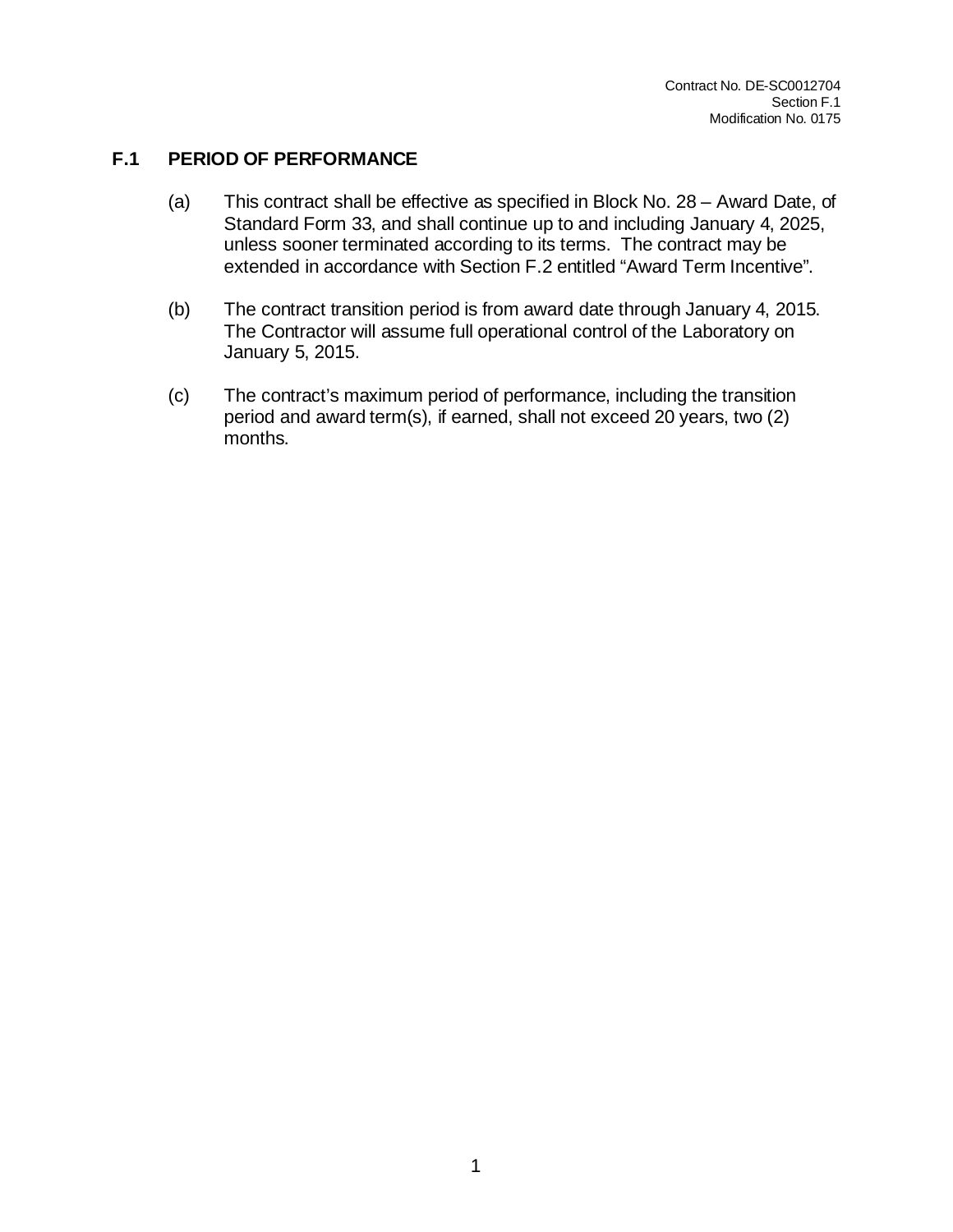## F.1 PERIOD OF PERFORMANCE

(a) This contract shall be effective as specified in Block No. 28 – Award Date, of Standard Form 33, and shall continue up to and including January 4, 2025, unless sooner terminated according to its terms. The contract may be extended in accordance with Section F.2 entitled "Award Term Incentive".

(b) The contract transition period is from award date through January 4, 2015. The Contractor will assume full operational control of the Laboratory on January 5, 2015.

(c) The contract's maximum period of performance, including the transition period and award term(s), if earned, shall not exceed 20 years, two (2) months.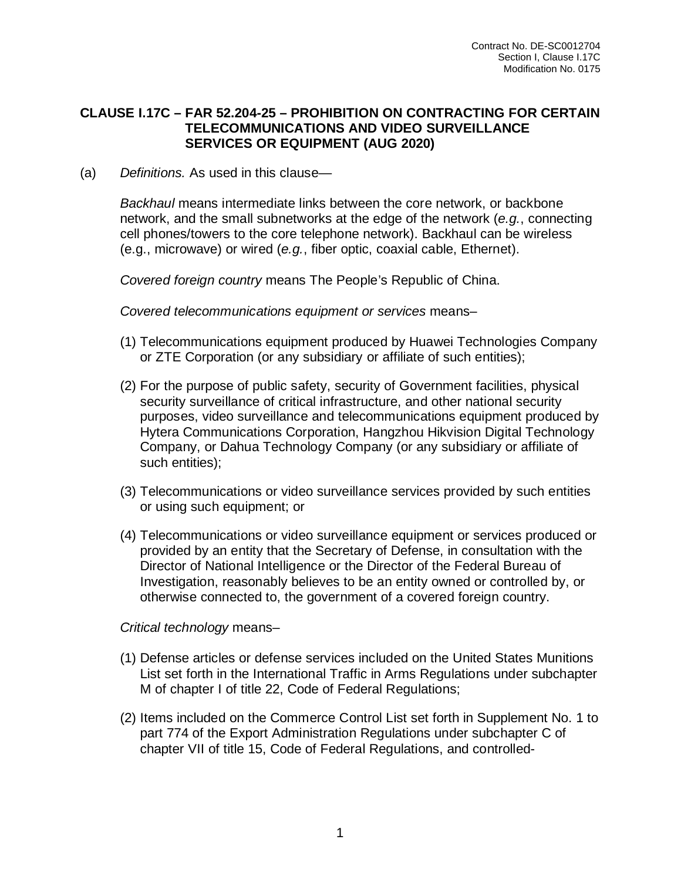## CLAUSE I.17C – FAR 52.204-25 – PROHIBITION ON CONTRACTING FOR CERTAIN TELECOMMUNICATIONS AND VIDEO SURVEILLANCE SERVICES OR EQUIPMENT (AUG 2020)

(a) *Definitions.* As used in this clause—

*Backhaul* means intermediate links between the core network, or backbone network, and the small subnetworks at the edge of the network (*e.g.*, connecting cell phones/towers to the core telephone network). Backhaul can be wireless (e.g., microwave) or wired (*e.g.*, fiber optic, coaxial cable, Ethernet).

*Covered foreign country* means The People's Republic of China.

*Covered telecommunications equipment or services* means–

(1) Telecommunications equipment produced by Huawei Technologies Company or ZTE Corporation (or any subsidiary or affiliate of such entities);

(2) For the purpose of public safety, security of Government facilities, physical security surveillance of critical infrastructure, and other national security purposes, video surveillance and telecommunications equipment produced by Hytera Communications Corporation, Hangzhou Hikvision Digital Technology Company, or Dahua Technology Company (or any subsidiary or affiliate of such entities);

(3) Telecommunications or video surveillance services provided by such entities or using such equipment; or

(4) Telecommunications or video surveillance equipment or services produced or provided by an entity that the Secretary of Defense, in consultation with the Director of National Intelligence or the Director of the Federal Bureau of Investigation, reasonably believes to be an entity owned or controlled by, or otherwise connected to, the government of a covered foreign country.

*Critical technology* means–

(1) Defense articles or defense services included on the United States Munitions List set forth in the International Traffic in Arms Regulations under subchapter M of chapter I of title 22, Code of Federal Regulations;

(2) Items included on the Commerce Control List set forth in Supplement No. 1 to part 774 of the Export Administration Regulations under subchapter C of chapter VII of title 15, Code of Federal Regulations, and controlled-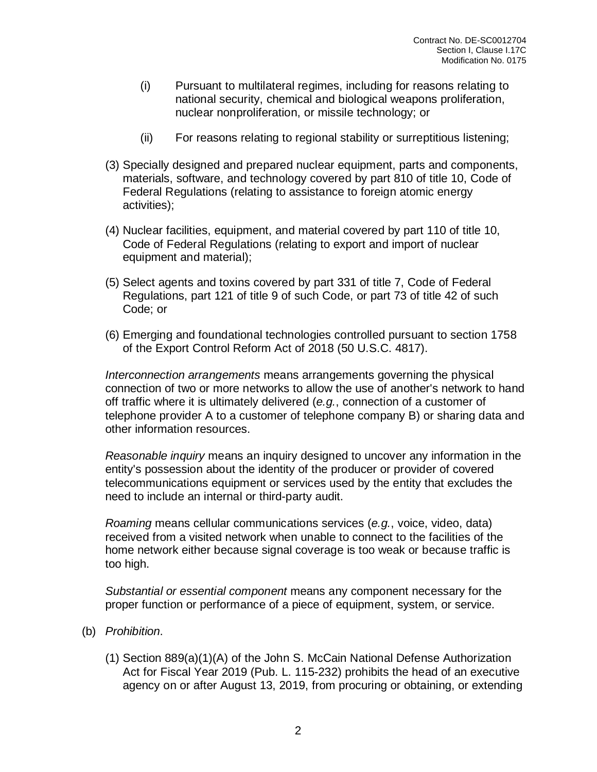(i) Pursuant to multilateral regimes, including for reasons relating to national security, chemical and biological weapons proliferation, nuclear nonproliferation, or missile technology; or

(ii) For reasons relating to regional stability or surreptitious listening;

(3) Specially designed and prepared nuclear equipment, parts and components, materials, software, and technology covered by part 810 of title 10, Code of Federal Regulations (relating to assistance to foreign atomic energy activities);

(4) Nuclear facilities, equipment, and material covered by part 110 of title 10, Code of Federal Regulations (relating to export and import of nuclear equipment and material);

(5) Select agents and toxins covered by part 331 of title 7, Code of Federal Regulations, part 121 of title 9 of such Code, or part 73 of title 42 of such Code; or

(6) Emerging and foundational technologies controlled pursuant to section 1758 of the Export Control Reform Act of 2018 (50 U.S.C. 4817).

*Interconnection arrangements* means arrangements governing the physical connection of two or more networks to allow the use of another's network to hand off traffic where it is ultimately delivered (*e.g.*, connection of a customer of telephone provider A to a customer of telephone company B) or sharing data and other information resources.

*Reasonable inquiry* means an inquiry designed to uncover any information in the entity's possession about the identity of the producer or provider of covered telecommunications equipment or services used by the entity that excludes the need to include an internal or third-party audit.

*Roaming* means cellular communications services (*e.g.*, voice, video, data) received from a visited network when unable to connect to the facilities of the home network either because signal coverage is too weak or because traffic is too high.

*Substantial or essential component* means any component necessary for the proper function or performance of a piece of equipment, system, or service.

(b) *Prohibition*.

(1) Section 889(a)(1)(A) of the John S. McCain National Defense Authorization Act for Fiscal Year 2019 (Pub. L. 115-232) prohibits the head of an executive agency on or after August 13, 2019, from procuring or obtaining, or extending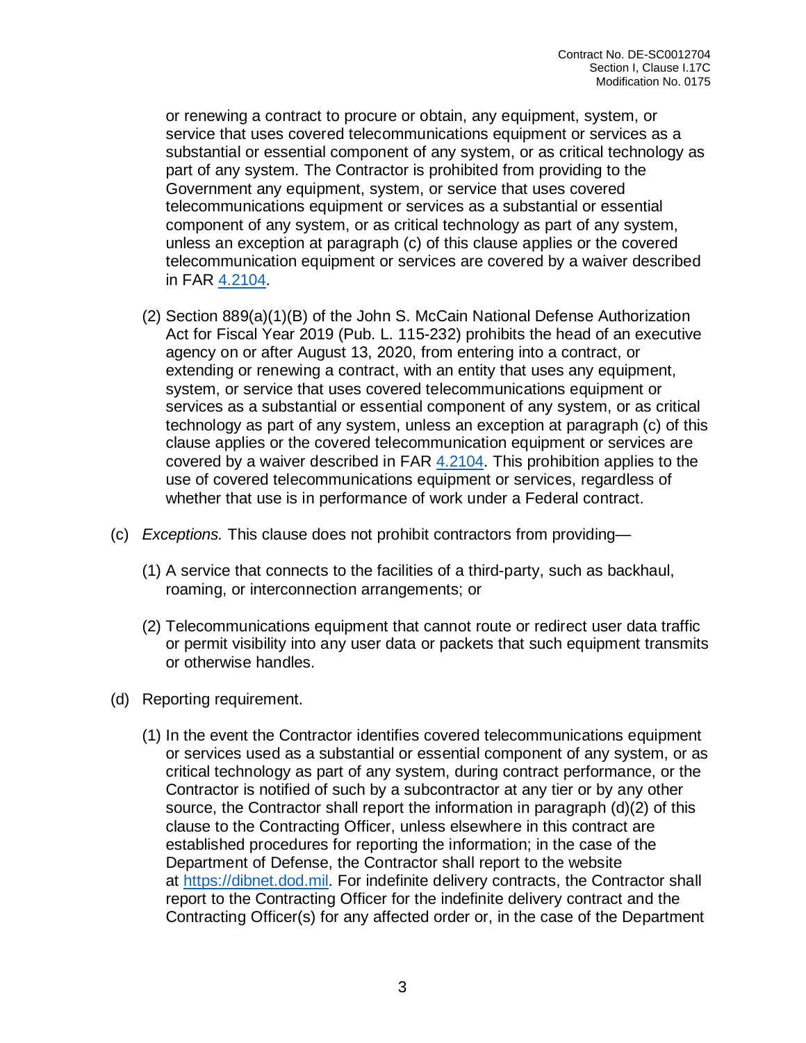or renewing a contract to procure or obtain, any equipment, system, or service that uses covered telecommunications equipment or services as a substantial or essential component of any system, or as critical technology as part of any system. The Contractor is prohibited from providing to the Government any equipment, system, or service that uses covered telecommunications equipment or services as a substantial or essential component of any system, or as critical technology as part of any system, unless an exception at paragraph (c) of this clause applies or the covered telecommunication equipment or services are covered by a waiver described in FAR [4.2104](4.2104).

(2) Section 889(a)(1)(B) of the John S. McCain National Defense Authorization Act for Fiscal Year 2019 (Pub. L. 115-232) prohibits the head of an executive agency on or after August 13, 2020, from entering into a contract, or extending or renewing a contract, with an entity that uses any equipment, system, or service that uses covered telecommunications equipment or services as a substantial or essential component of any system, or as critical technology as part of any system, unless an exception at paragraph (c) of this clause applies or the covered telecommunication equipment or services are covered by a waiver described in FAR [4.2104](4.2104). This prohibition applies to the use of covered telecommunications equipment or services, regardless of whether that use is in performance of work under a Federal contract.

(c) *Exceptions.* This clause does not prohibit contractors from providing—

(1) A service that connects to the facilities of a third-party, such as backhaul, roaming, or interconnection arrangements; or

(2) Telecommunications equipment that cannot route or redirect user data traffic or permit visibility into any user data or packets that such equipment transmits or otherwise handles.

(d) Reporting requirement.

(1) In the event the Contractor identifies covered telecommunications equipment or services used as a substantial or essential component of any system, or as critical technology as part of any system, during contract performance, or the Contractor is notified of such by a subcontractor at any tier or by any other source, the Contractor shall report the information in paragraph (d)(2) of this clause to the Contracting Officer, unless elsewhere in this contract are established procedures for reporting the information; in the case of the Department of Defense, the Contractor shall report to the website at [https://dibnet.dod.mil](https://dibnet.dod.mil). For indefinite delivery contracts, the Contractor shall report to the Contracting Officer for the indefinite delivery contract and the Contracting Officer(s) for any affected order or, in the case of the Department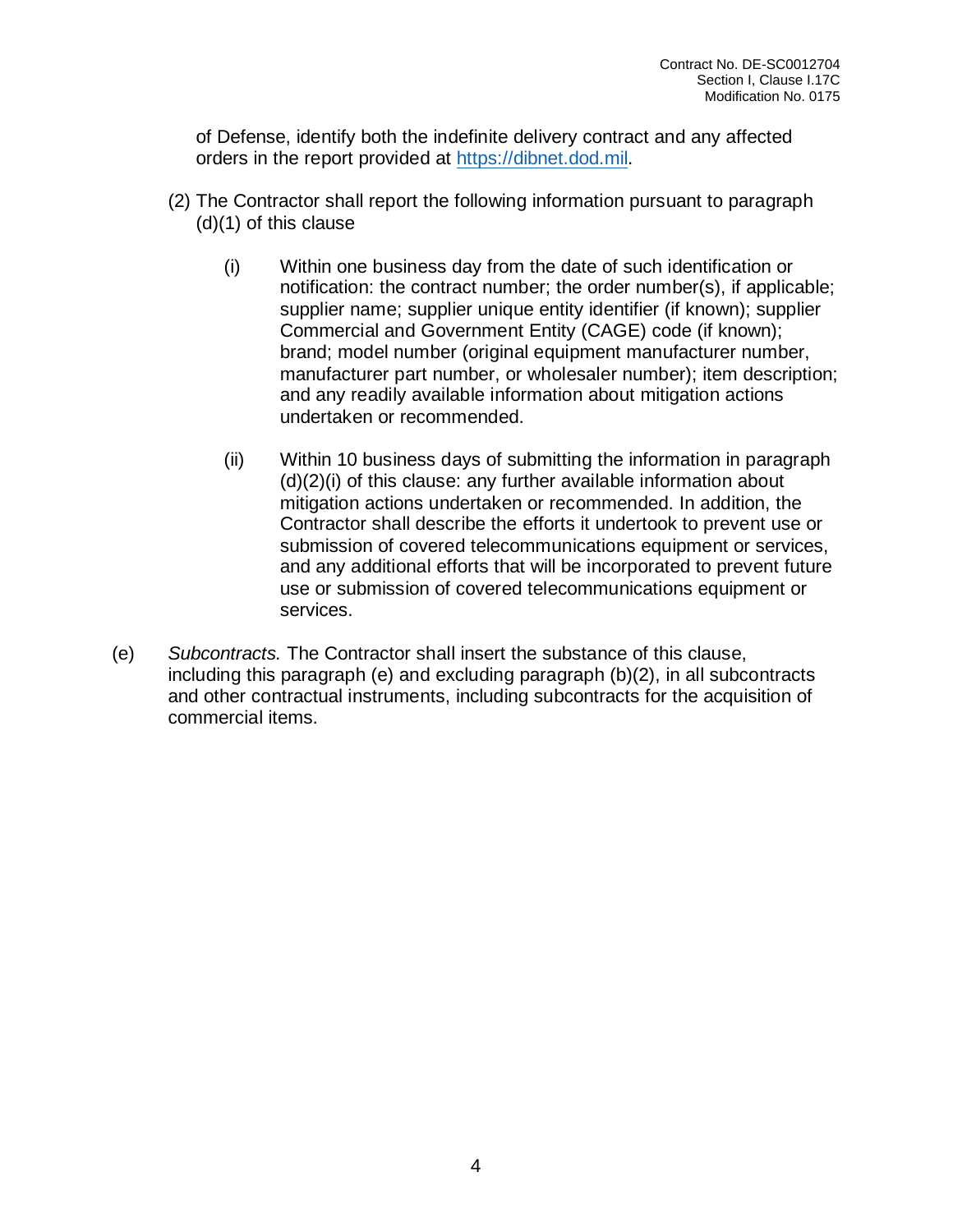of Defense, identify both the indefinite delivery contract and any affected orders in the report provided at https://dibnet.dod.mil.

(2) The Contractor shall report the following information pursuant to paragraph (d)(1) of this clause

(i) Within one business day from the date of such identification or notification: the contract number; the order number(s), if applicable; supplier name; supplier unique entity identifier (if known); supplier Commercial and Government Entity (CAGE) code (if known); brand; model number (original equipment manufacturer number, manufacturer part number, or wholesaler number); item description; and any readily available information about mitigation actions undertaken or recommended.

(ii) Within 10 business days of submitting the information in paragraph (d)(2)(i) of this clause: any further available information about mitigation actions undertaken or recommended. In addition, the Contractor shall describe the efforts it undertook to prevent use or submission of covered telecommunications equipment or services, and any additional efforts that will be incorporated to prevent future use or submission of covered telecommunications equipment or services.

(e) *Subcontracts.* The Contractor shall insert the substance of this clause, including this paragraph (e) and excluding paragraph (b)(2), in all subcontracts and other contractual instruments, including subcontracts for the acquisition of commercial items.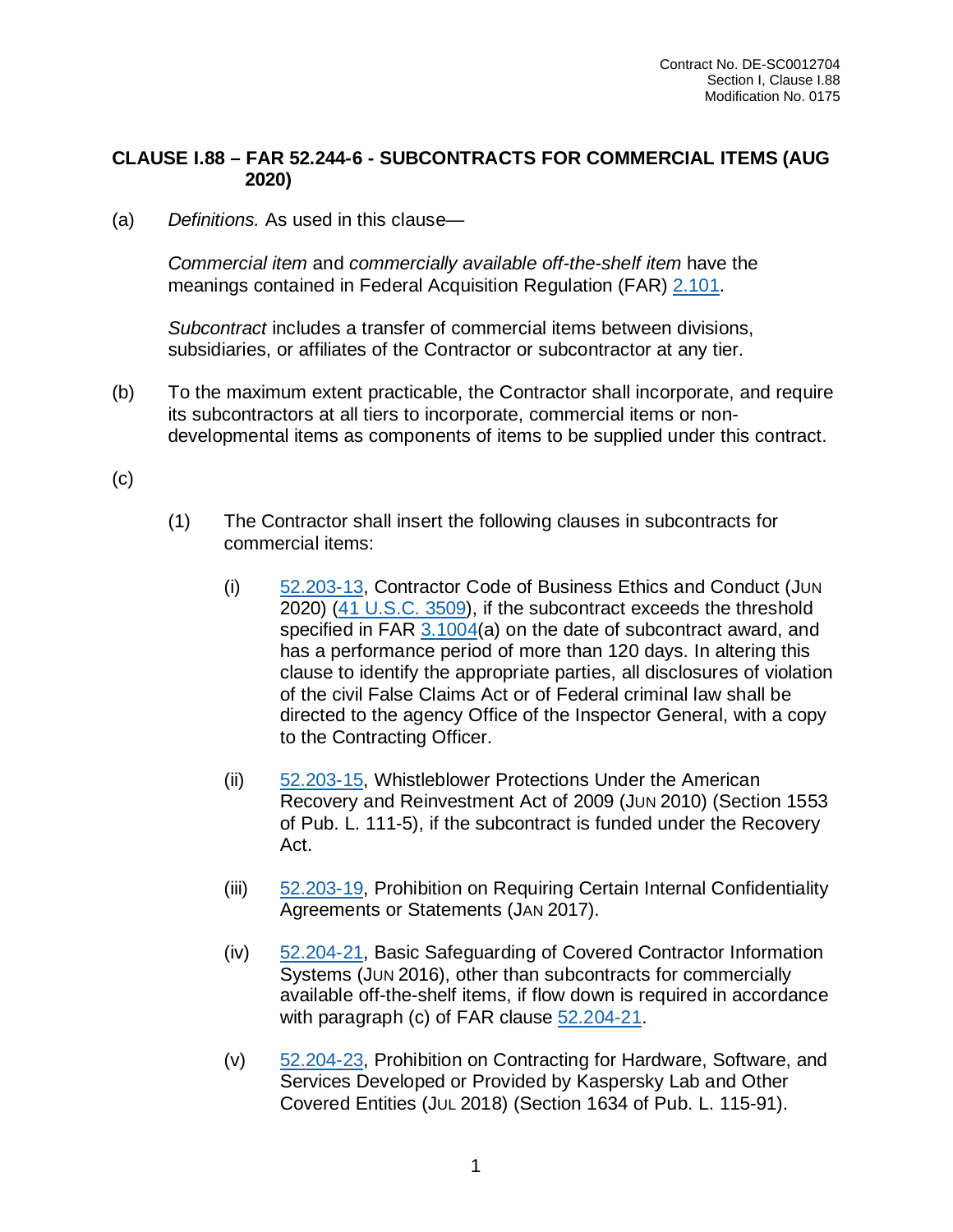## CLAUSE I.88 – FAR 52.244-6 - SUBCONTRACTS FOR COMMERCIAL ITEMS (AUG 2020)

(a) *Definitions.* As used in this clause—

*Commercial item* and *commercially available off-the-shelf item* have the meanings contained in Federal Acquisition Regulation (FAR) 2.101.

*Subcontract* includes a transfer of commercial items between divisions, subsidiaries, or affiliates of the Contractor or subcontractor at any tier.

(b) To the maximum extent practicable, the Contractor shall incorporate, and require its subcontractors at all tiers to incorporate, commercial items or non-developmental items as components of items to be supplied under this contract.

(c)

(1) The Contractor shall insert the following clauses in subcontracts for commercial items:

(i) 52.203-13, Contractor Code of Business Ethics and Conduct (JUN 2020) (41 U.S.C. 3509), if the subcontract exceeds the threshold specified in FAR 3.1004(a) on the date of subcontract award, and has a performance period of more than 120 days. In altering this clause to identify the appropriate parties, all disclosures of violation of the civil False Claims Act or of Federal criminal law shall be directed to the agency Office of the Inspector General, with a copy to the Contracting Officer.

(ii) 52.203-15, Whistleblower Protections Under the American Recovery and Reinvestment Act of 2009 (JUN 2010) (Section 1553 of Pub. L. 111-5), if the subcontract is funded under the Recovery Act.

(iii) 52.203-19, Prohibition on Requiring Certain Internal Confidentiality Agreements or Statements (JAN 2017).

(iv) 52.204-21, Basic Safeguarding of Covered Contractor Information Systems (JUN 2016), other than subcontracts for commercially available off-the-shelf items, if flow down is required in accordance with paragraph (c) of FAR clause 52.204-21.

(v) 52.204-23, Prohibition on Contracting for Hardware, Software, and Services Developed or Provided by Kaspersky Lab and Other Covered Entities (JUL 2018) (Section 1634 of Pub. L. 115-91).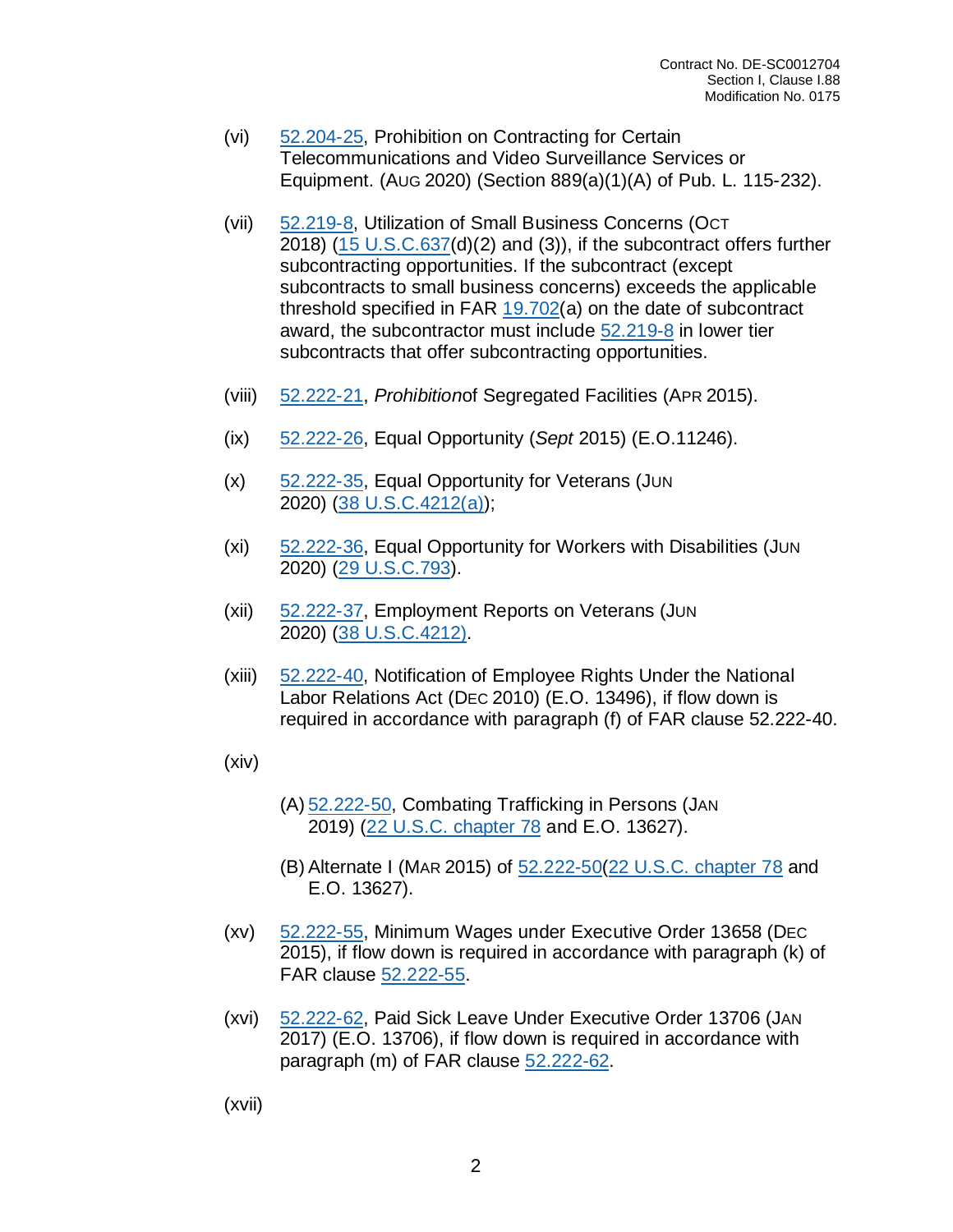(vi) 52.204-25, Prohibition on Contracting for Certain Telecommunications and Video Surveillance Services or Equipment. (AUG 2020) (Section 889(a)(1)(A) of Pub. L. 115-232).

(vii) 52.219-8, Utilization of Small Business Concerns (OCT 2018) (15 U.S.C.637(d)(2) and (3)), if the subcontract offers further subcontracting opportunities. If the subcontract (except subcontracts to small business concerns) exceeds the applicable threshold specified in FAR 19.702(a) on the date of subcontract award, the subcontractor must include 52.219-8 in lower tier subcontracts that offer subcontracting opportunities.

(viii) 52.222-21, *Prohibition*of Segregated Facilities (APR 2015).

(ix) 52.222-26, Equal Opportunity (*Sept* 2015) (E.O.11246).

(x) 52.222-35, Equal Opportunity for Veterans (JUN 2020) (38 U.S.C.4212(a));

(xi) 52.222-36, Equal Opportunity for Workers with Disabilities (JUN 2020) (29 U.S.C.793).

(xii) 52.222-37, Employment Reports on Veterans (JUN 2020) (38 U.S.C.4212).

(xiii) 52.222-40, Notification of Employee Rights Under the National Labor Relations Act (DEC 2010) (E.O. 13496), if flow down is required in accordance with paragraph (f) of FAR clause 52.222-40.

(xiv)

(A) 52.222-50, Combating Trafficking in Persons (JAN 2019) (22 U.S.C. chapter 78 and E.O. 13627).

(B) Alternate I (MAR 2015) of 52.222-50(22 U.S.C. chapter 78 and E.O. 13627).

(xv) 52.222-55, Minimum Wages under Executive Order 13658 (DEC 2015), if flow down is required in accordance with paragraph (k) of FAR clause 52.222-55.

(xvi) 52.222-62, Paid Sick Leave Under Executive Order 13706 (JAN 2017) (E.O. 13706), if flow down is required in accordance with paragraph (m) of FAR clause 52.222-62.

(xvii)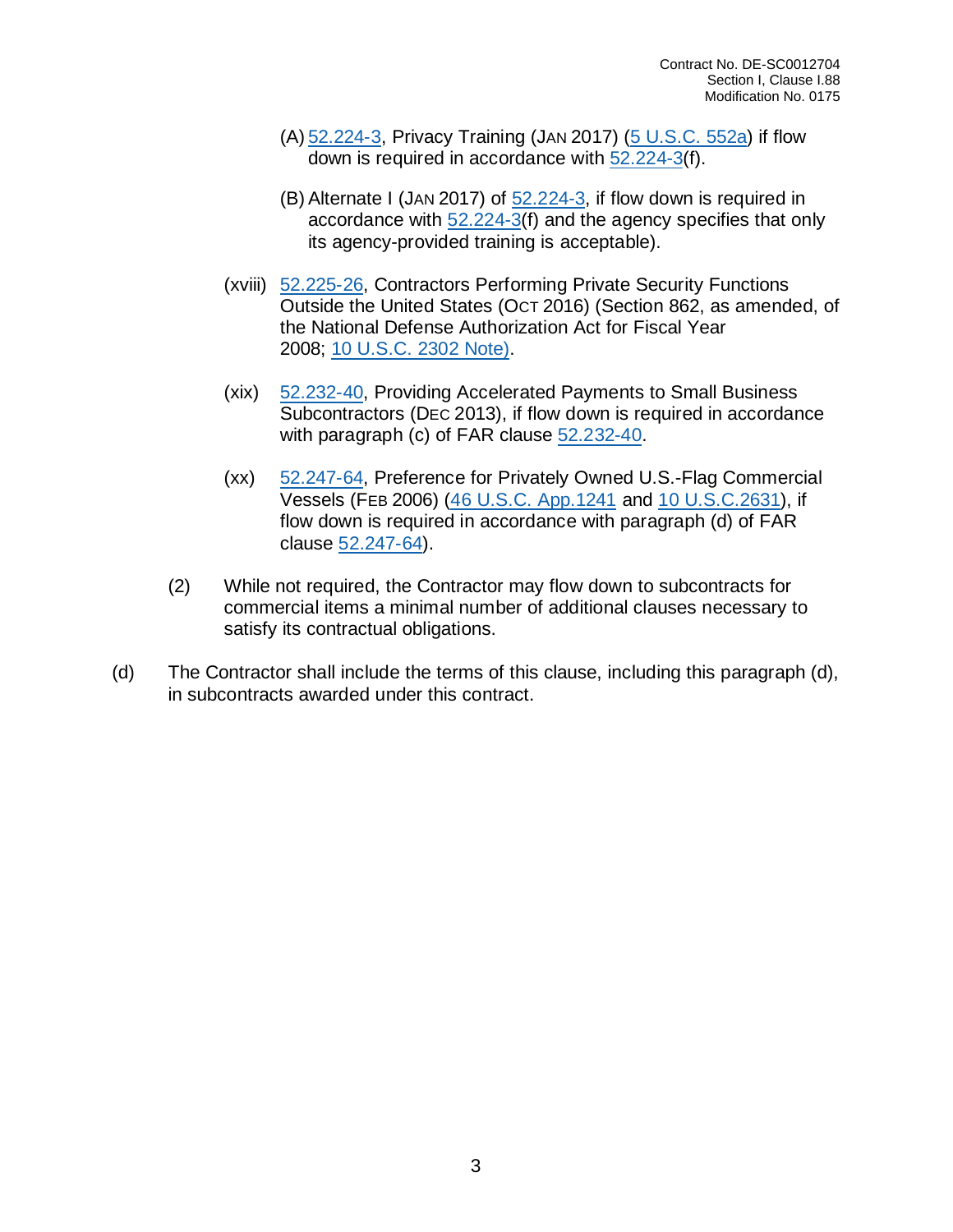(A) 52.224-3, Privacy Training (JAN 2017) (5 U.S.C. 552a) if flow down is required in accordance with 52.224-3(f).

(B) Alternate I (JAN 2017) of 52.224-3, if flow down is required in accordance with 52.224-3(f) and the agency specifies that only its agency-provided training is acceptable).

(xviii) 52.225-26, Contractors Performing Private Security Functions Outside the United States (OCT 2016) (Section 862, as amended, of the National Defense Authorization Act for Fiscal Year 2008; 10 U.S.C. 2302 Note).

(xix) 52.232-40, Providing Accelerated Payments to Small Business Subcontractors (DEC 2013), if flow down is required in accordance with paragraph (c) of FAR clause 52.232-40.

(xx) 52.247-64, Preference for Privately Owned U.S.-Flag Commercial Vessels (FEB 2006) (46 U.S.C. App.1241 and 10 U.S.C.2631), if flow down is required in accordance with paragraph (d) of FAR clause 52.247-64).

(2) While not required, the Contractor may flow down to subcontracts for commercial items a minimal number of additional clauses necessary to satisfy its contractual obligations.

(d) The Contractor shall include the terms of this clause, including this paragraph (d), in subcontracts awarded under this contract.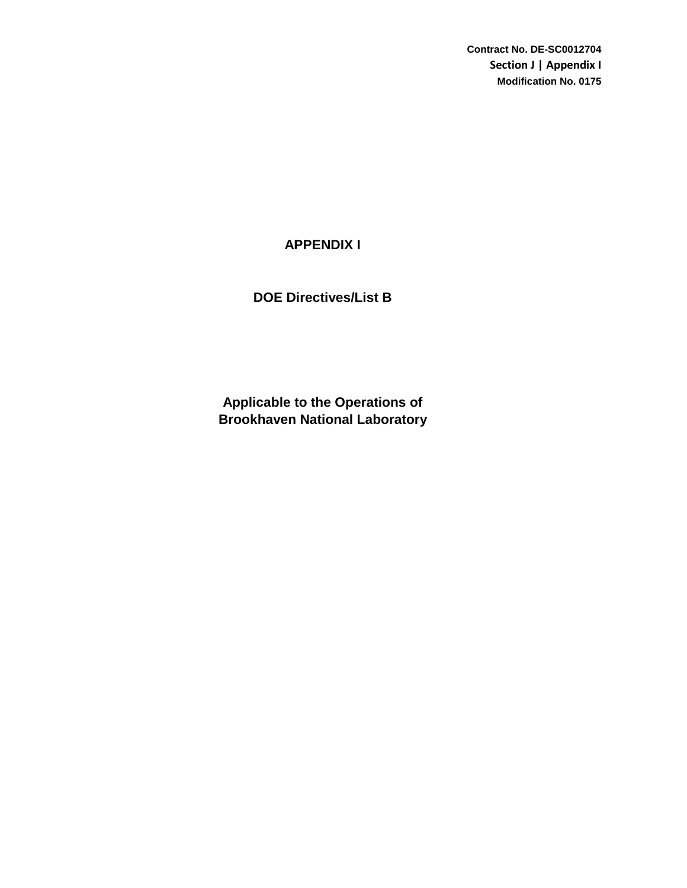Contract No. DE-SC0012704
Section J | Appendix I
Modification No. 0175

# APPENDIX I

## DOE Directives/List B

**Applicable to the Operations of Brookhaven National Laboratory**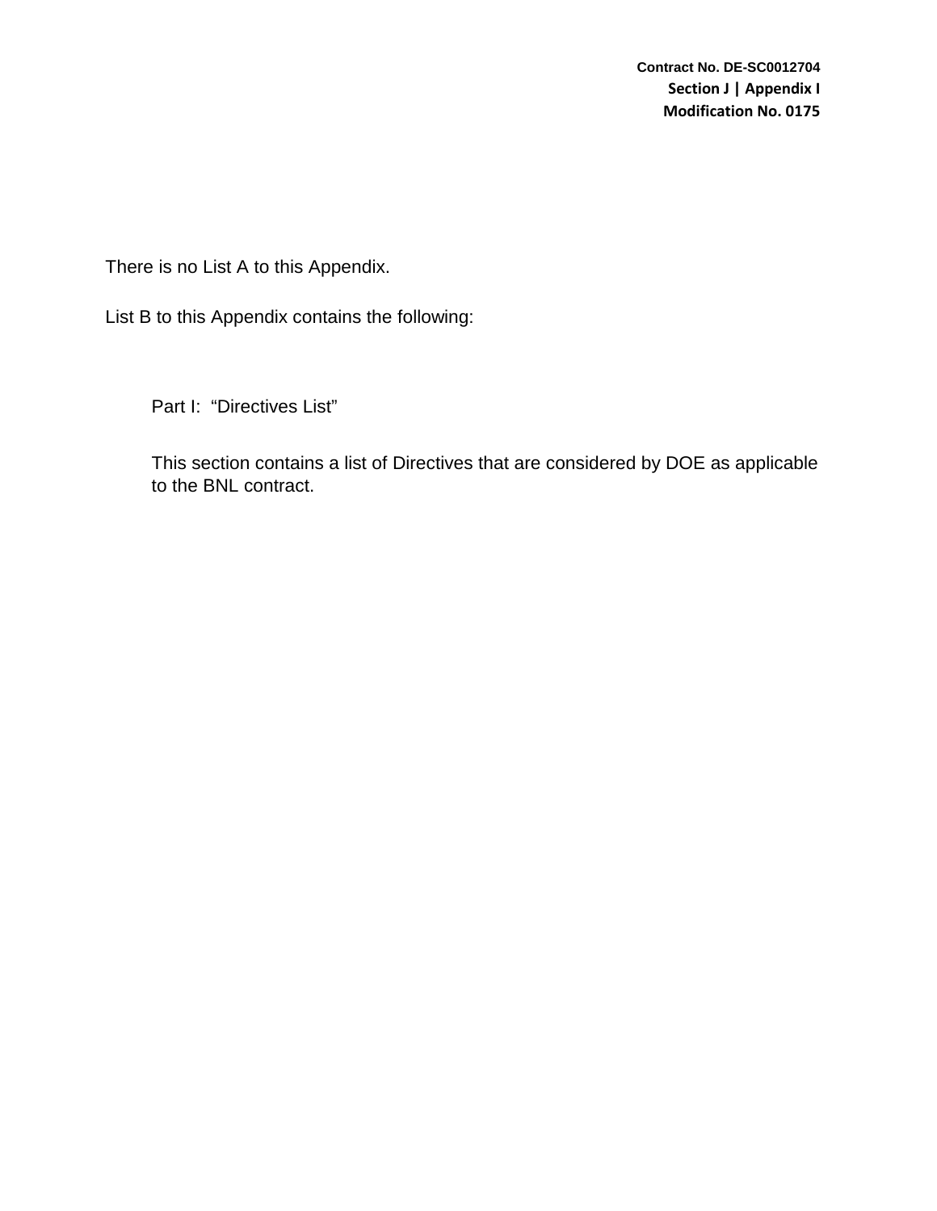There is no List A to this Appendix.

List B to this Appendix contains the following:

Part I: “Directives List”

This section contains a list of Directives that are considered by DOE as applicable to the BNL contract.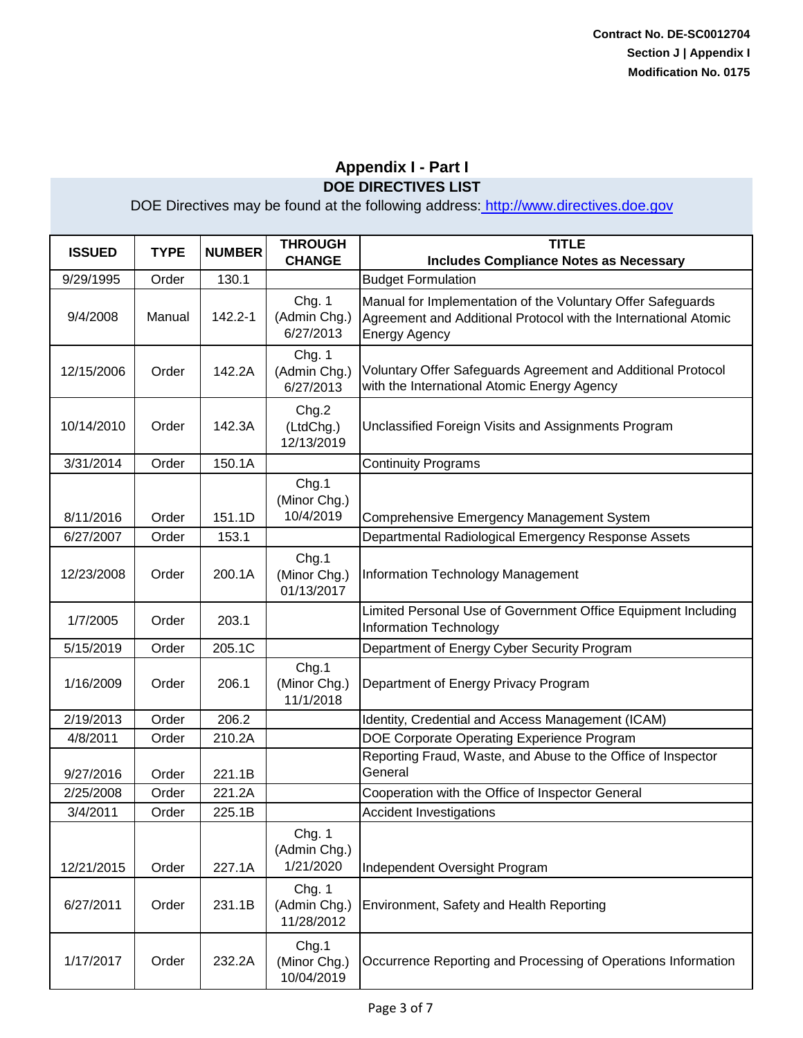## Appendix I - Part I

**DOE DIRECTIVES LIST**

DOE Directives may be found at the following address: http://www.directives.doe.gov

| ISSUED | TYPE | NUMBER | THROUGH CHANGE | TITLE Includes Compliance Notes as Necessary |
|---|---|---|---|---|
| 9/29/1995 | Order | 130.1 | | Budget Formulation |
| 9/4/2008 | Manual | 142.2-1 | Chg. 1 (Admin Chg.) 6/27/2013 | Manual for Implementation of the Voluntary Offer Safeguards Agreement and Additional Protocol with the International Atomic Energy Agency |
| 12/15/2006 | Order | 142.2A | Chg. 1 (Admin Chg.) 6/27/2013 | Voluntary Offer Safeguards Agreement and Additional Protocol with the International Atomic Energy Agency |
| 10/14/2010 | Order | 142.3A | Chg.2 (LtdChg.) 12/13/2019 | Unclassified Foreign Visits and Assignments Program |
| 3/31/2014 | Order | 150.1A | | Continuity Programs |
| 8/11/2016 | Order | 151.1D | Chg.1 (Minor Chg.) 10/4/2019 | Comprehensive Emergency Management System |
| 6/27/2007 | Order | 153.1 | | Departmental Radiological Emergency Response Assets |
| 12/23/2008 | Order | 200.1A | Chg.1 (Minor Chg.) 01/13/2017 | Information Technology Management |
| 1/7/2005 | Order | 203.1 | | Limited Personal Use of Government Office Equipment Including Information Technology |
| 5/15/2019 | Order | 205.1C | | Department of Energy Cyber Security Program |
| 1/16/2009 | Order | 206.1 | Chg.1 (Minor Chg.) 11/1/2018 | Department of Energy Privacy Program |
| 2/19/2013 | Order | 206.2 | | Identity, Credential and Access Management (ICAM) |
| 4/8/2011 | Order | 210.2A | | DOE Corporate Operating Experience Program |
| 9/27/2016 | Order | 221.1B | | Reporting Fraud, Waste, and Abuse to the Office of Inspector General |
| 2/25/2008 | Order | 221.2A | | Cooperation with the Office of Inspector General |
| 3/4/2011 | Order | 225.1B | | Accident Investigations |
| 12/21/2015 | Order | 227.1A | Chg. 1 (Admin Chg.) 1/21/2020 | Independent Oversight Program |
| 6/27/2011 | Order | 231.1B | Chg. 1 (Admin Chg.) 11/28/2012 | Environment, Safety and Health Reporting |
| 1/17/2017 | Order | 232.2A | Chg.1 (Minor Chg.) 10/04/2019 | Occurrence Reporting and Processing of Operations Information |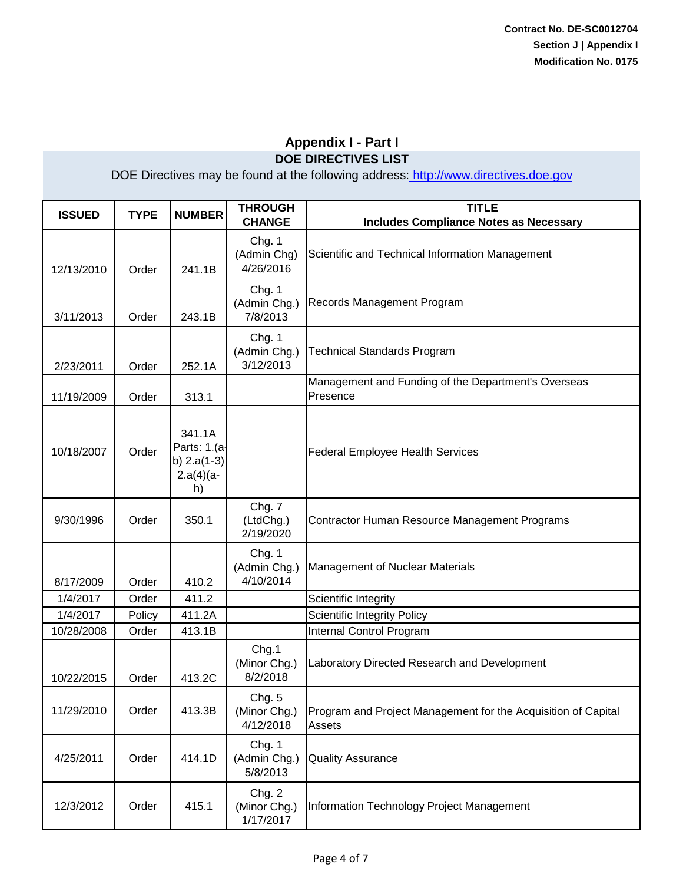Contract No. DE-SC0012704
Section J | Appendix I
Modification No. 0175

# Appendix I - Part I

## DOE DIRECTIVES LIST

DOE Directives may be found at the following address: http://www.directives.doe.gov

| ISSUED | TYPE | NUMBER | THROUGH CHANGE | TITLE Includes Compliance Notes as Necessary |
|---|---|---|---|---|
| 12/13/2010 | Order | 241.1B | Chg. 1 (Admin Chg) 4/26/2016 | Scientific and Technical Information Management |
| 3/11/2013 | Order | 243.1B | Chg. 1 (Admin Chg.) 7/8/2013 | Records Management Program |
| 2/23/2011 | Order | 252.1A | Chg. 1 (Admin Chg.) 3/12/2013 | Technical Standards Program |
| 11/19/2009 | Order | 313.1 | | Management and Funding of the Department's Overseas Presence |
| 10/18/2007 | Order | 341.1A Parts: 1.(a-b) 2.a(1-3) 2.a(4)(a-h) | | Federal Employee Health Services |
| 9/30/1996 | Order | 350.1 | Chg. 7 (LtdChg.) 2/19/2020 | Contractor Human Resource Management Programs |
| 8/17/2009 | Order | 410.2 | Chg. 1 (Admin Chg.) 4/10/2014 | Management of Nuclear Materials |
| 1/4/2017 | Order | 411.2 | | Scientific Integrity |
| 1/4/2017 | Policy | 411.2A | | Scientific Integrity Policy |
| 10/28/2008 | Order | 413.1B | | Internal Control Program |
| 10/22/2015 | Order | 413.2C | Chg.1 (Minor Chg.) 8/2/2018 | Laboratory Directed Research and Development |
| 11/29/2010 | Order | 413.3B | Chg. 5 (Minor Chg.) 4/12/2018 | Program and Project Management for the Acquisition of Capital Assets |
| 4/25/2011 | Order | 414.1D | Chg. 1 (Admin Chg.) 5/8/2013 | Quality Assurance |
| 12/3/2012 | Order | 415.1 | Chg. 2 (Minor Chg.) 1/17/2017 | Information Technology Project Management |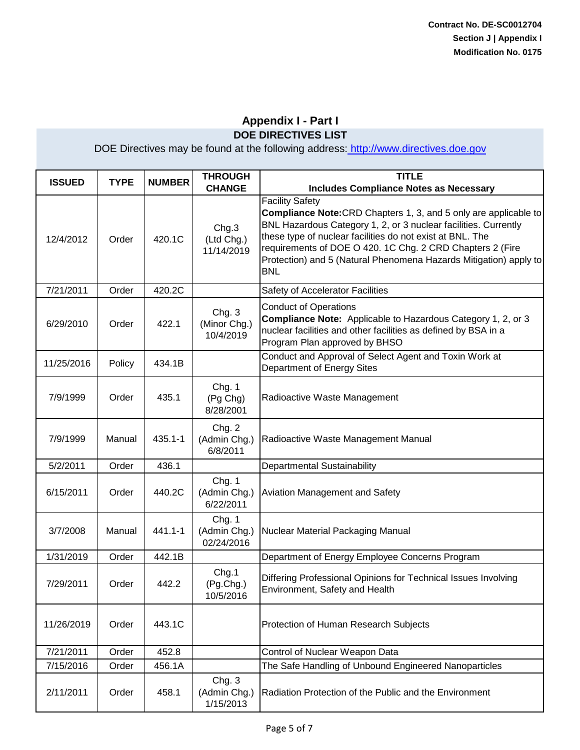Contract No. DE-SC0012704
Section J | Appendix I
Modification No. 0175

## Appendix I - Part I

### DOE DIRECTIVES LIST

DOE Directives may be found at the following address: http://www.directives.doe.gov

| ISSUED | TYPE | NUMBER | THROUGH CHANGE | TITLE Includes Compliance Notes as Necessary |
|---|---|---|---|---|
| 12/4/2012 | Order | 420.1C | Chg.3 (Ltd Chg.) 11/14/2019 | Facility Safety **Compliance Note:**CRD Chapters 1, 3, and 5 only are applicable to BNL Hazardous Category 1, 2, or 3 nuclear facilities. Currently these type of nuclear facilities do not exist at BNL. The requirements of DOE O 420. 1C Chg. 2 CRD Chapters 2 (Fire Protection) and 5 (Natural Phenomena Hazards Mitigation) apply to BNL |
| 7/21/2011 | Order | 420.2C | | Safety of Accelerator Facilities |
| 6/29/2010 | Order | 422.1 | Chg. 3 (Minor Chg.) 10/4/2019 | Conduct of Operations **Compliance Note:** Applicable to Hazardous Category 1, 2, or 3 nuclear facilities and other facilities as defined by BSA in a Program Plan approved by BHSO |
| 11/25/2016 | Policy | 434.1B | | Conduct and Approval of Select Agent and Toxin Work at Department of Energy Sites |
| 7/9/1999 | Order | 435.1 | Chg. 1 (Pg Chg) 8/28/2001 | Radioactive Waste Management |
| 7/9/1999 | Manual | 435.1-1 | Chg. 2 (Admin Chg.) 6/8/2011 | Radioactive Waste Management Manual |
| 5/2/2011 | Order | 436.1 | | Departmental Sustainability |
| 6/15/2011 | Order | 440.2C | Chg. 1 (Admin Chg.) 6/22/2011 | Aviation Management and Safety |
| 3/7/2008 | Manual | 441.1-1 | Chg. 1 (Admin Chg.) 02/24/2016 | Nuclear Material Packaging Manual |
| 1/31/2019 | Order | 442.1B | | Department of Energy Employee Concerns Program |
| 7/29/2011 | Order | 442.2 | Chg.1 (Pg.Chg.) 10/5/2016 | Differing Professional Opinions for Technical Issues Involving Environment, Safety and Health |
| 11/26/2019 | Order | 443.1C | | Protection of Human Research Subjects |
| 7/21/2011 | Order | 452.8 | | Control of Nuclear Weapon Data |
| 7/15/2016 | Order | 456.1A | | The Safe Handling of Unbound Engineered Nanoparticles |
| 2/11/2011 | Order | 458.1 | Chg. 3 (Admin Chg.) 1/15/2013 | Radiation Protection of the Public and the Environment |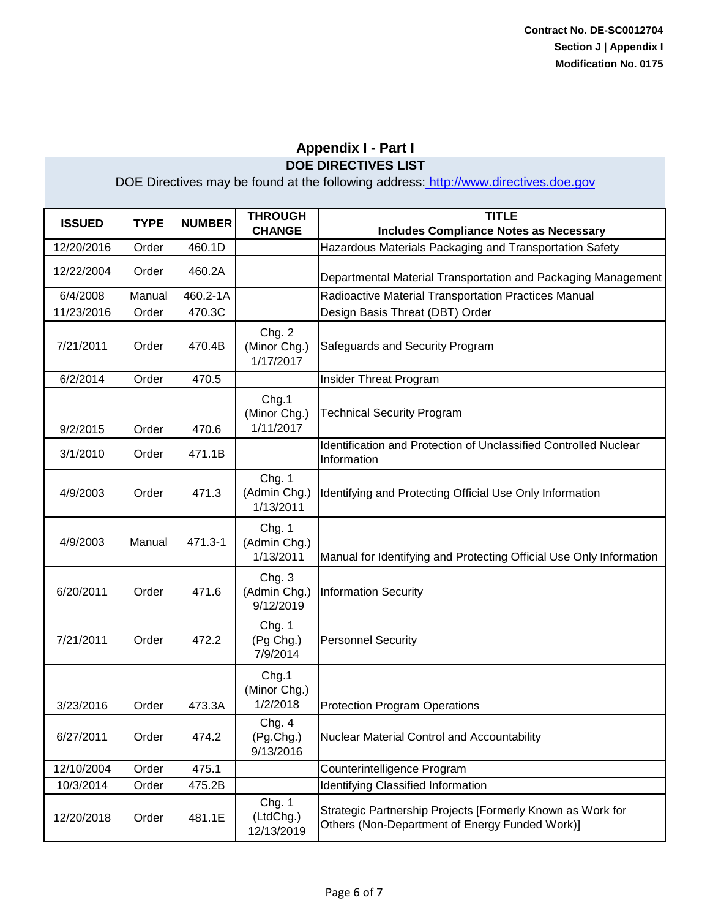**Contract No. DE-SC0012704**
**Section J | Appendix I**
**Modification No. 0175**

## Appendix I - Part I

### DOE DIRECTIVES LIST

DOE Directives may be found at the following address: http://www.directives.doe.gov

| ISSUED | TYPE | NUMBER | THROUGH CHANGE | TITLE Includes Compliance Notes as Necessary |
|---|---|---|---|---|
| 12/20/2016 | Order | 460.1D | | Hazardous Materials Packaging and Transportation Safety |
| 12/22/2004 | Order | 460.2A | | Departmental Material Transportation and Packaging Management |
| 6/4/2008 | Manual | 460.2-1A | | Radioactive Material Transportation Practices Manual |
| 11/23/2016 | Order | 470.3C | | Design Basis Threat (DBT) Order |
| 7/21/2011 | Order | 470.4B | Chg. 2 (Minor Chg.) 1/17/2017 | Safeguards and Security Program |
| 6/2/2014 | Order | 470.5 | | Insider Threat Program |
| 9/2/2015 | Order | 470.6 | Chg.1 (Minor Chg.) 1/11/2017 | Technical Security Program |
| 3/1/2010 | Order | 471.1B | | Identification and Protection of Unclassified Controlled Nuclear Information |
| 4/9/2003 | Order | 471.3 | Chg. 1 (Admin Chg.) 1/13/2011 | Identifying and Protecting Official Use Only Information |
| 4/9/2003 | Manual | 471.3-1 | Chg. 1 (Admin Chg.) 1/13/2011 | Manual for Identifying and Protecting Official Use Only Information |
| 6/20/2011 | Order | 471.6 | Chg. 3 (Admin Chg.) 9/12/2019 | Information Security |
| 7/21/2011 | Order | 472.2 | Chg. 1 (Pg Chg.) 7/9/2014 | Personnel Security |
| 3/23/2016 | Order | 473.3A | Chg.1 (Minor Chg.) 1/2/2018 | Protection Program Operations |
| 6/27/2011 | Order | 474.2 | Chg. 4 (Pg.Chg.) 9/13/2016 | Nuclear Material Control and Accountability |
| 12/10/2004 | Order | 475.1 | | Counterintelligence Program |
| 10/3/2014 | Order | 475.2B | | Identifying Classified Information |
| 12/20/2018 | Order | 481.1E | Chg. 1 (LtdChg.) 12/13/2019 | Strategic Partnership Projects [Formerly Known as Work for Others (Non-Department of Energy Funded Work)] |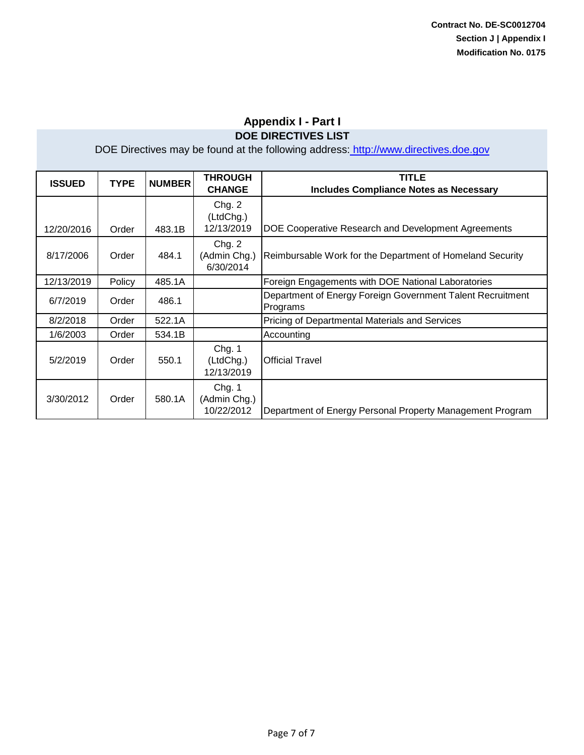## Appendix I - Part I

### DOE DIRECTIVES LIST

DOE Directives may be found at the following address: http://www.directives.doe.gov

| ISSUED | TYPE | NUMBER | THROUGH CHANGE | TITLE Includes Compliance Notes as Necessary |
|---|---|---|---|---|
| 12/20/2016 | Order | 483.1B | Chg. 2 (LtdChg.) 12/13/2019 | DOE Cooperative Research and Development Agreements |
| 8/17/2006 | Order | 484.1 | Chg. 2 (Admin Chg.) 6/30/2014 | Reimbursable Work for the Department of Homeland Security |
| 12/13/2019 | Policy | 485.1A | | Foreign Engagements with DOE National Laboratories |
| 6/7/2019 | Order | 486.1 | | Department of Energy Foreign Government Talent Recruitment Programs |
| 8/2/2018 | Order | 522.1A | | Pricing of Departmental Materials and Services |
| 1/6/2003 | Order | 534.1B | | Accounting |
| 5/2/2019 | Order | 550.1 | Chg. 1 (LtdChg.) 12/13/2019 | Official Travel |
| 3/30/2012 | Order | 580.1A | Chg. 1 (Admin Chg.) 10/22/2012 | Department of Energy Personal Property Management Program |